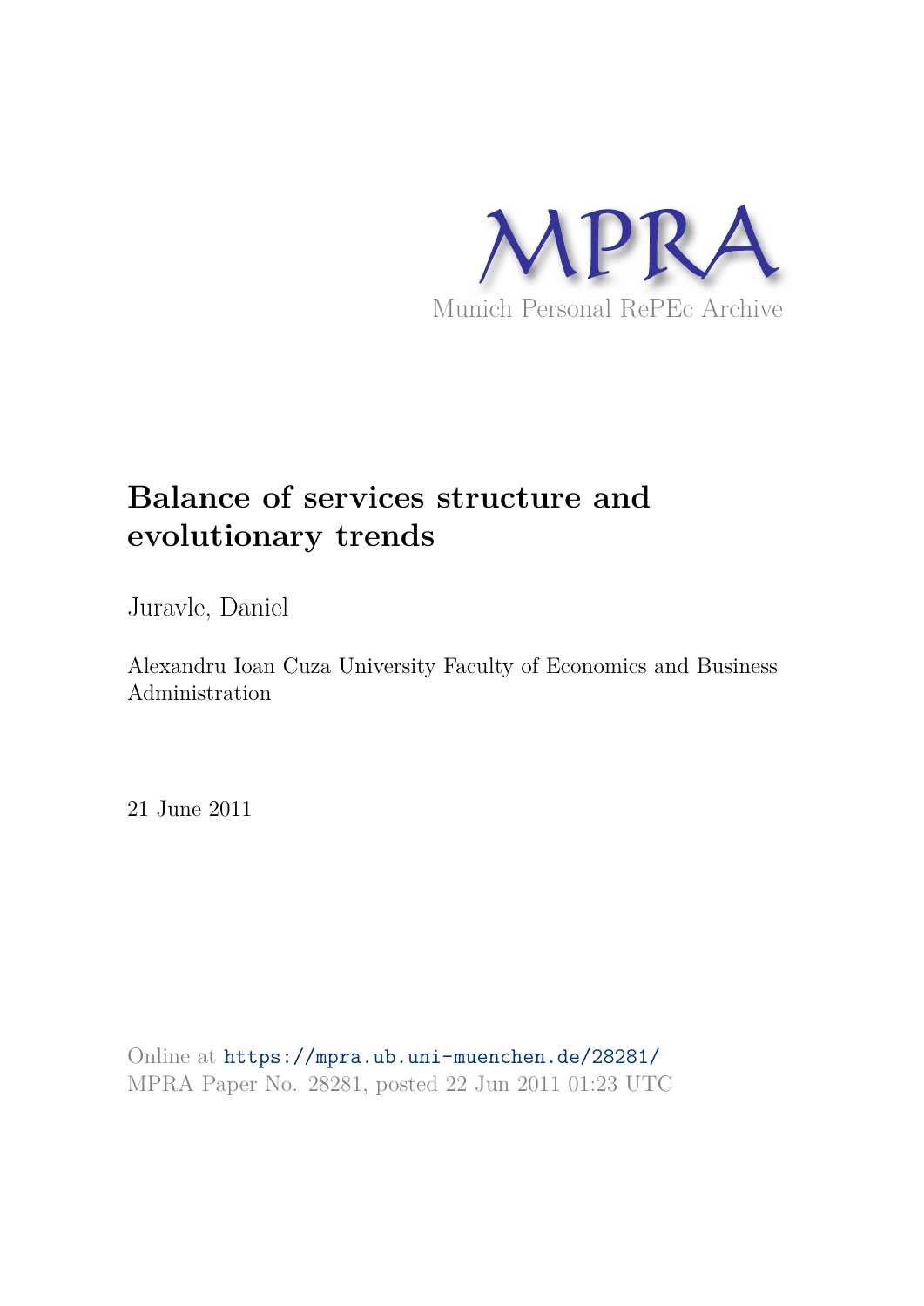MPRA

Munich Personal RePEc Archive

# Balance of services structure and evolutionary trends

Juravle, Daniel

Alexandru Ioan Cuza University Faculty of Economics and Business Administration

21 June 2011

Online at https://mpra.ub.uni-muenchen.de/28281/
MPRA Paper No. 28281, posted 22 Jun 2011 01:23 UTC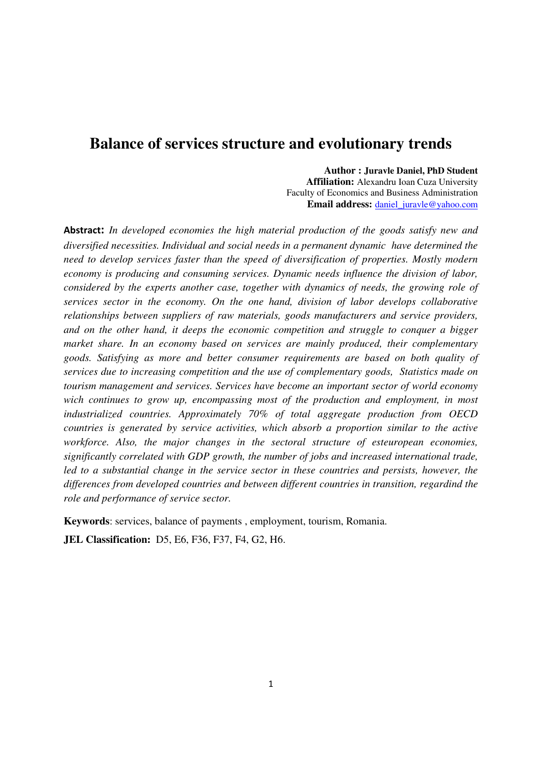# Balance of services structure and evolutionary trends

**Author : Juravle Daniel, PhD Student**
**Affiliation:** Alexandru Ioan Cuza University
Faculty of Economics and Business Administration
**Email address:** daniel_juravle@yahoo.com

**Abstract:** *In developed economies the high material production of the goods satisfy new and diversified necessities. Individual and social needs in a permanent dynamic have determined the need to develop services faster than the speed of diversification of properties. Mostly modern economy is producing and consuming services. Dynamic needs influence the division of labor, considered by the experts another case, together with dynamics of needs, the growing role of services sector in the economy. On the one hand, division of labor develops collaborative relationships between suppliers of raw materials, goods manufacturers and service providers, and on the other hand, it deeps the economic competition and struggle to conquer a bigger market share. In an economy based on services are mainly produced, their complementary goods. Satisfying as more and better consumer requirements are based on both quality of services due to increasing competition and the use of complementary goods, Statistics made on tourism management and services. Services have become an important sector of world economy wich continues to grow up, encompassing most of the production and employment, in most industrialized countries. Approximately 70% of total aggregate production from OECD countries is generated by service activities, which absorb a proportion similar to the active workforce. Also, the major changes in the sectoral structure of esteuropean economies, significantly correlated with GDP growth, the number of jobs and increased international trade, led to a substantial change in the service sector in these countries and persists, however, the differences from developed countries and between different countries in transition, regardind the role and performance of service sector.*

**Keywords**: services, balance of payments , employment, tourism, Romania.

**JEL Classification:** D5, E6, F36, F37, F4, G2, H6.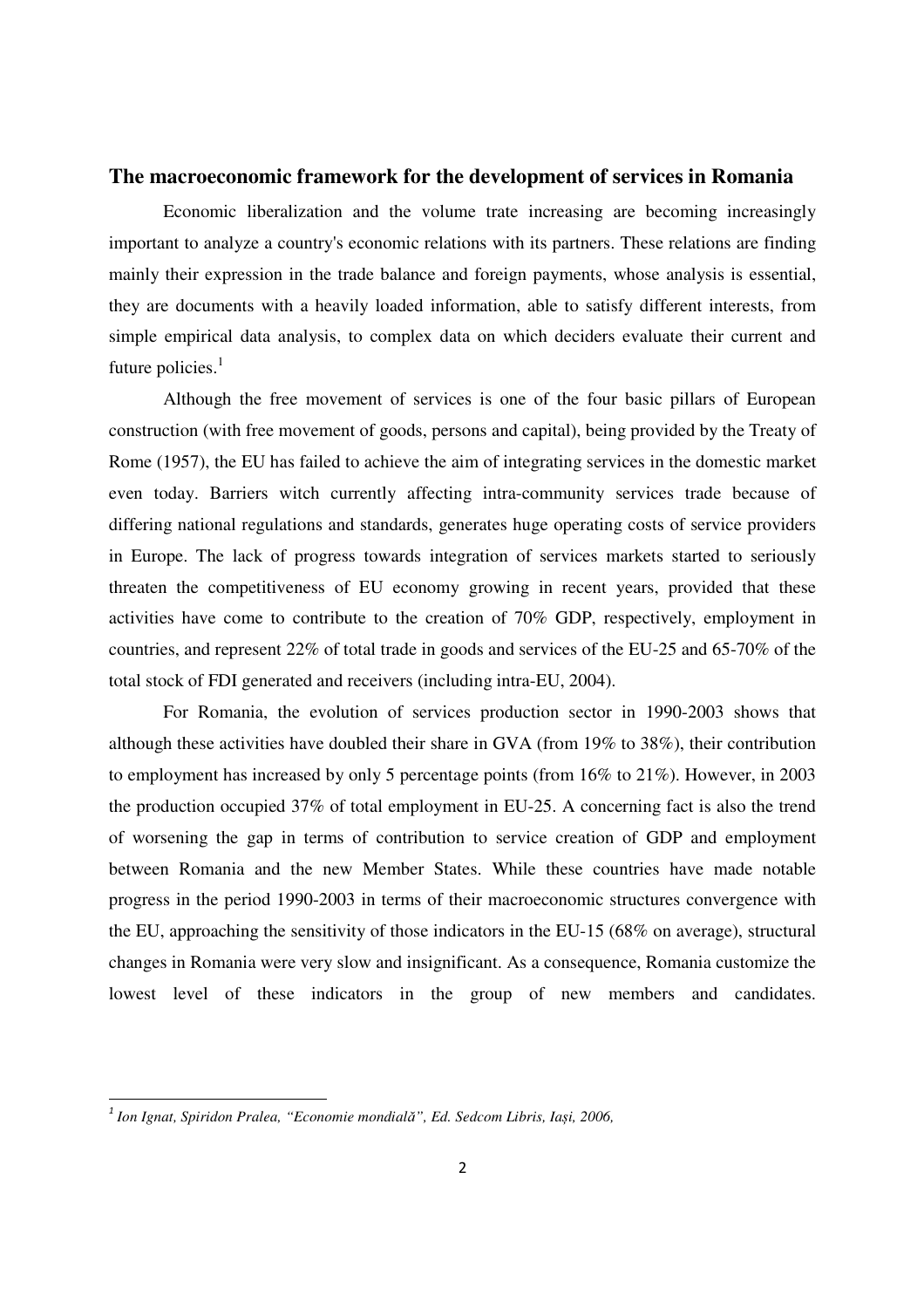## The macroeconomic framework for the development of services in Romania

Economic liberalization and the volume trate increasing are becoming increasingly important to analyze a country's economic relations with its partners. These relations are finding mainly their expression in the trade balance and foreign payments, whose analysis is essential, they are documents with a heavily loaded information, able to satisfy different interests, from simple empirical data analysis, to complex data on which deciders evaluate their current and future policies.[1]

Although the free movement of services is one of the four basic pillars of European construction (with free movement of goods, persons and capital), being provided by the Treaty of Rome (1957), the EU has failed to achieve the aim of integrating services in the domestic market even today. Barriers witch currently affecting intra-community services trade because of differing national regulations and standards, generates huge operating costs of service providers in Europe. The lack of progress towards integration of services markets started to seriously threaten the competitiveness of EU economy growing in recent years, provided that these activities have come to contribute to the creation of 70% GDP, respectively, employment in countries, and represent 22% of total trade in goods and services of the EU-25 and 65-70% of the total stock of FDI generated and receivers (including intra-EU, 2004).

For Romania, the evolution of services production sector in 1990-2003 shows that although these activities have doubled their share in GVA (from 19% to 38%), their contribution to employment has increased by only 5 percentage points (from 16% to 21%). However, in 2003 the production occupied 37% of total employment in EU-25. A concerning fact is also the trend of worsening the gap in terms of contribution to service creation of GDP and employment between Romania and the new Member States. While these countries have made notable progress in the period 1990-2003 in terms of their macroeconomic structures convergence with the EU, approaching the sensitivity of those indicators in the EU-15 (68% on average), structural changes in Romania were very slow and insignificant. As a consequence, Romania customize the lowest level of these indicators in the group of new members and candidates.

---

[1] *Ion Ignat, Spiridon Pralea, "Economie mondială", Ed. Sedcom Libris, Iași, 2006,*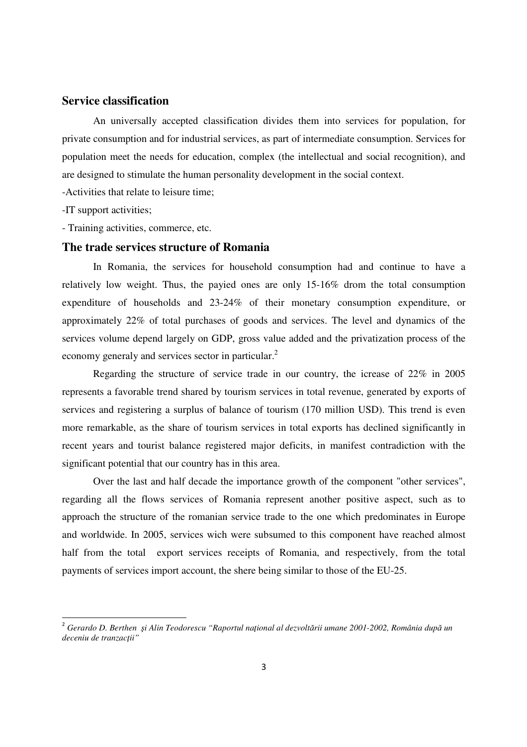## Service classification

An universally accepted classification divides them into services for population, for private consumption and for industrial services, as part of intermediate consumption. Services for population meet the needs for education, complex (the intellectual and social recognition), and are designed to stimulate the human personality development in the social context.

-Activities that relate to leisure time;

-IT support activities;

- Training activities, commerce, etc.

## The trade services structure of Romania

In Romania, the services for household consumption had and continue to have a relatively low weight. Thus, the payied ones are only 15-16% drom the total consumption expenditure of households and 23-24% of their monetary consumption expenditure, or approximately 22% of total purchases of goods and services. The level and dynamics of the services volume depend largely on GDP, gross value added and the privatization process of the economy generaly and services sector in particular.[2]

Regarding the structure of service trade in our country, the icrease of 22% in 2005 represents a favorable trend shared by tourism services in total revenue, generated by exports of services and registering a surplus of balance of tourism (170 million USD). This trend is even more remarkable, as the share of tourism services in total exports has declined significantly in recent years and tourist balance registered major deficits, in manifest contradiction with the significant potential that our country has in this area.

Over the last and half decade the importance growth of the component "other services", regarding all the flows services of Romania represent another positive aspect, such as to approach the structure of the romanian service trade to the one which predominates in Europe and worldwide. In 2005, services wich were subsumed to this component have reached almost half from the total export services receipts of Romania, and respectively, from the total payments of services import account, the shere being similar to those of the EU-25.

---

[2] *Gerardo D. Berthen şi Alin Teodorescu "Raportul naţional al dezvoltării umane 2001-2002, România după un deceniu de tranzacţii"*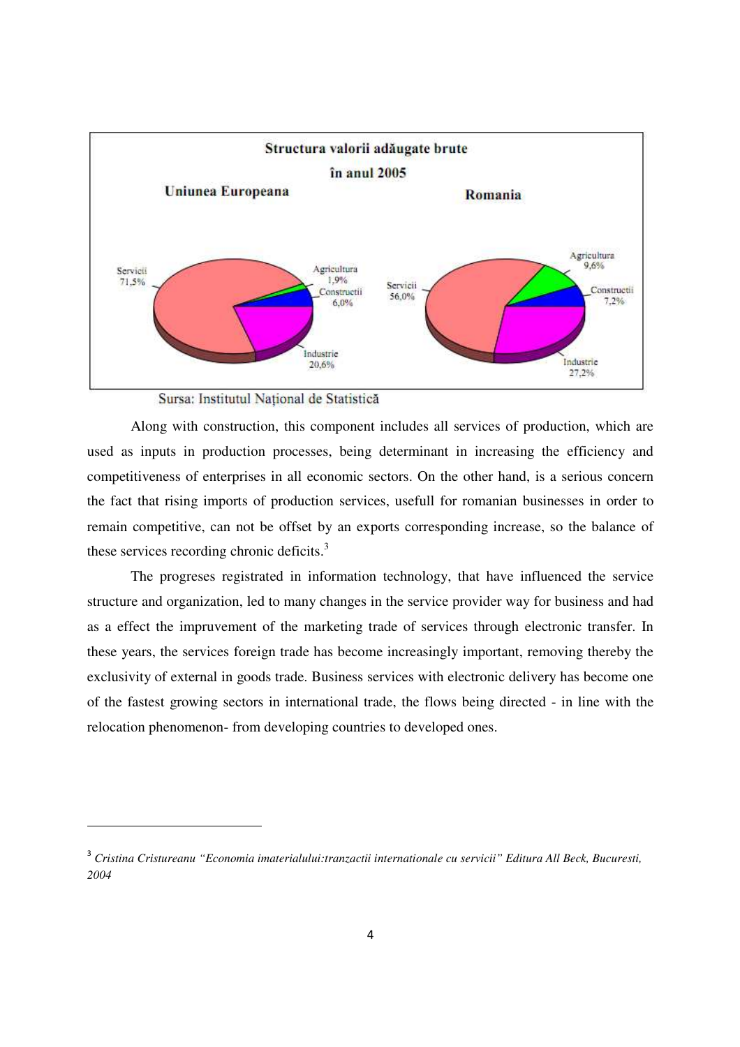Sursa: Institutul Național de Statistică

Along with construction, this component includes all services of production, which are used as inputs in production processes, being determinant in increasing the efficiency and competitiveness of enterprises in all economic sectors. On the other hand, is a serious concern the fact that rising imports of production services, usefull for romanian businesses in order to remain competitive, can not be offset by an exports corresponding increase, so the balance of these services recording chronic deficits.[3]

The progreses registrated in information technology, that have influenced the service structure and organization, led to many changes in the service provider way for business and had as a effect the impruvement of the marketing trade of services through electronic transfer. In these years, the services foreign trade has become increasingly important, removing thereby the exclusivity of external in goods trade. Business services with electronic delivery has become one of the fastest growing sectors in international trade, the flows being directed - in line with the relocation phenomenon- from developing countries to developed ones.

---

[3] *Cristina Cristureanu "Economia imaterialului:tranzactii internationale cu servicii" Editura All Beck, Bucuresti, 2004*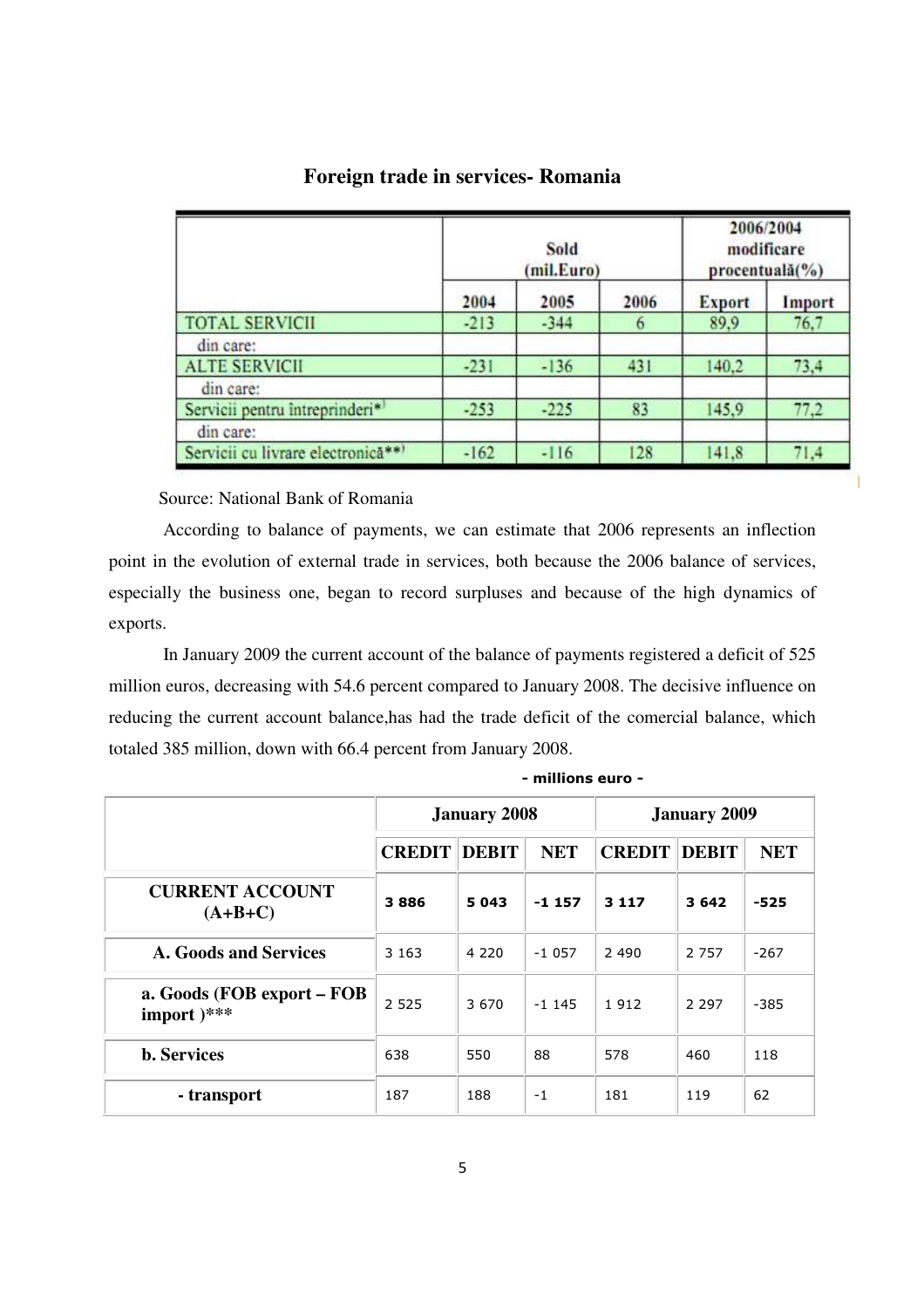**Foreign trade in services- Romania**

| | Sold (mil.Euro) | | | 2006/2004 modificare procentuală(%) | |
|---|---|---|---|---|---|
| | 2004 | 2005 | 2006 | Export | Import |
| TOTAL SERVICII | -213 | -344 | 6 | 89,9 | 76,7 |
| din care: | | | | | |
| ALTE SERVICII | -231 | -136 | 431 | 140,2 | 73,4 |
| din care: | | | | | |
| Servicii pentru întreprinderi*) | -253 | -225 | 83 | 145,9 | 77,2 |
| din care: | | | | | |
| Servicii cu livrare electronică**) | -162 | -116 | 128 | 141,8 | 71,4 |

Source: National Bank of Romania

According to balance of payments, we can estimate that 2006 represents an inflection point in the evolution of external trade in services, both because the 2006 balance of services, especially the business one, began to record surpluses and because of the high dynamics of exports.

In January 2009 the current account of the balance of payments registered a deficit of 525 million euros, decreasing with 54.6 percent compared to January 2008. The decisive influence on reducing the current account balance,has had the trade deficit of the comercial balance, which totaled 385 million, down with 66.4 percent from January 2008.

- millions euro -

| | January 2008 | | | January 2009 | | |
|---|---|---|---|---|---|---|
| | CREDIT | DEBIT | NET | CREDIT | DEBIT | NET |
| **CURRENT ACCOUNT (A+B+C)** | **3 886** | **5 043** | **-1 157** | **3 117** | **3 642** | **-525** |
| **A. Goods and Services** | 3 163 | 4 220 | -1 057 | 2 490 | 2 757 | -267 |
| **a. Goods (FOB export – FOB import )*** ** | 2 525 | 3 670 | -1 145 | 1 912 | 2 297 | -385 |
| **b. Services** | 638 | 550 | 88 | 578 | 460 | 118 |
| **- transport** | 187 | 188 | -1 | 181 | 119 | 62 |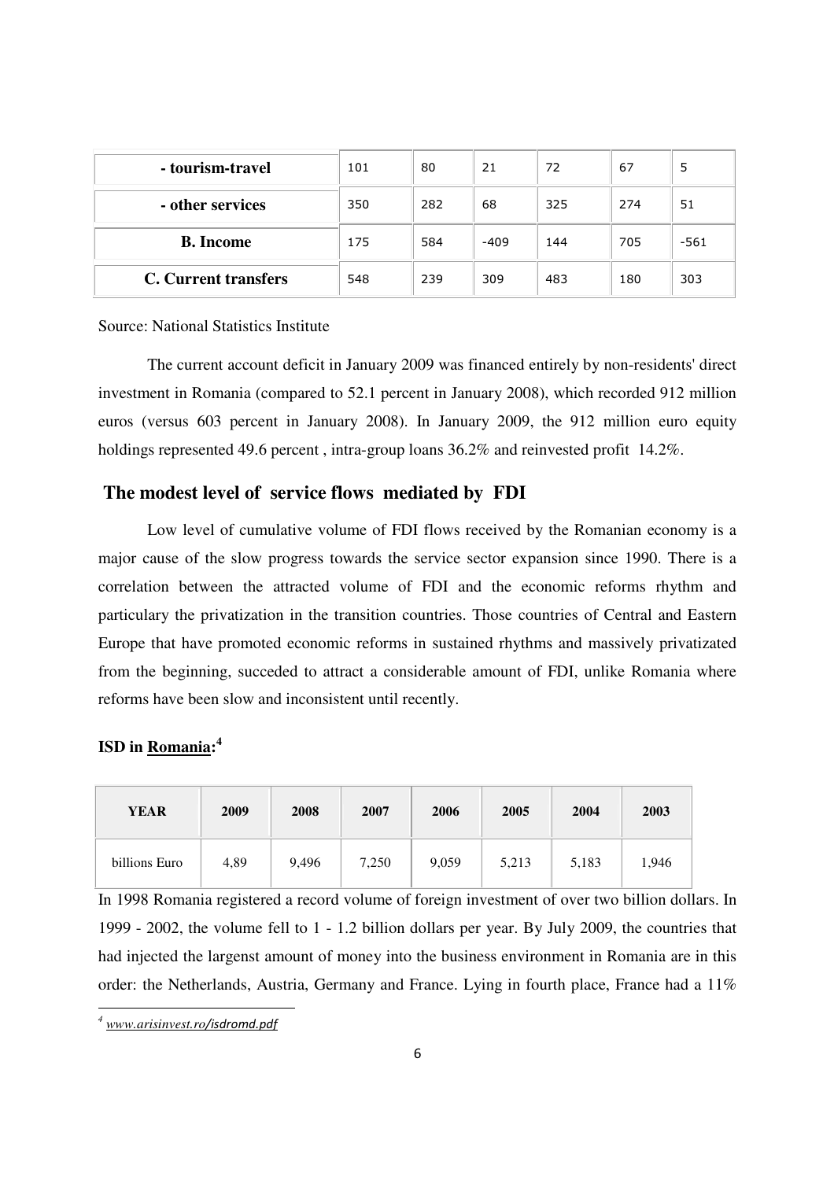| - tourism-travel | 101 | 80 | 21 | 72 | 67 | 5 |
|---|---|---|---|---|---|---|
| - other services | 350 | 282 | 68 | 325 | 274 | 51 |
| **B. Income** | 175 | 584 | -409 | 144 | 705 | -561 |
| **C. Current transfers** | 548 | 239 | 309 | 483 | 180 | 303 |

Source: National Statistics Institute

The current account deficit in January 2009 was financed entirely by non-residents' direct investment in Romania (compared to 52.1 percent in January 2008), which recorded 912 million euros (versus 603 percent in January 2008). In January 2009, the 912 million euro equity holdings represented 49.6 percent , intra-group loans 36.2% and reinvested profit 14.2%.

## The modest level of service flows mediated by FDI

Low level of cumulative volume of FDI flows received by the Romanian economy is a major cause of the slow progress towards the service sector expansion since 1990. There is a correlation between the attracted volume of FDI and the economic reforms rhythm and particulary the privatization in the transition countries. Those countries of Central and Eastern Europe that have promoted economic reforms in sustained rhythms and massively privatizated from the beginning, succeded to attract a considerable amount of FDI, unlike Romania where reforms have been slow and inconsistent until recently.

**ISD in Romania:**[4]

| YEAR | 2009 | 2008 | 2007 | 2006 | 2005 | 2004 | 2003 |
|---|---|---|---|---|---|---|---|
| billions Euro | 4,89 | 9,496 | 7,250 | 9,059 | 5,213 | 5,183 | 1,946 |

In 1998 Romania registered a record volume of foreign investment of over two billion dollars. In 1999 - 2002, the volume fell to 1 - 1.2 billion dollars per year. By July 2009, the countries that had injected the largenst amount of money into the business environment in Romania are in this order: the Netherlands, Austria, Germany and France. Lying in fourth place, France had a 11%

[4] www.arisinvest.ro/isdromd.pdf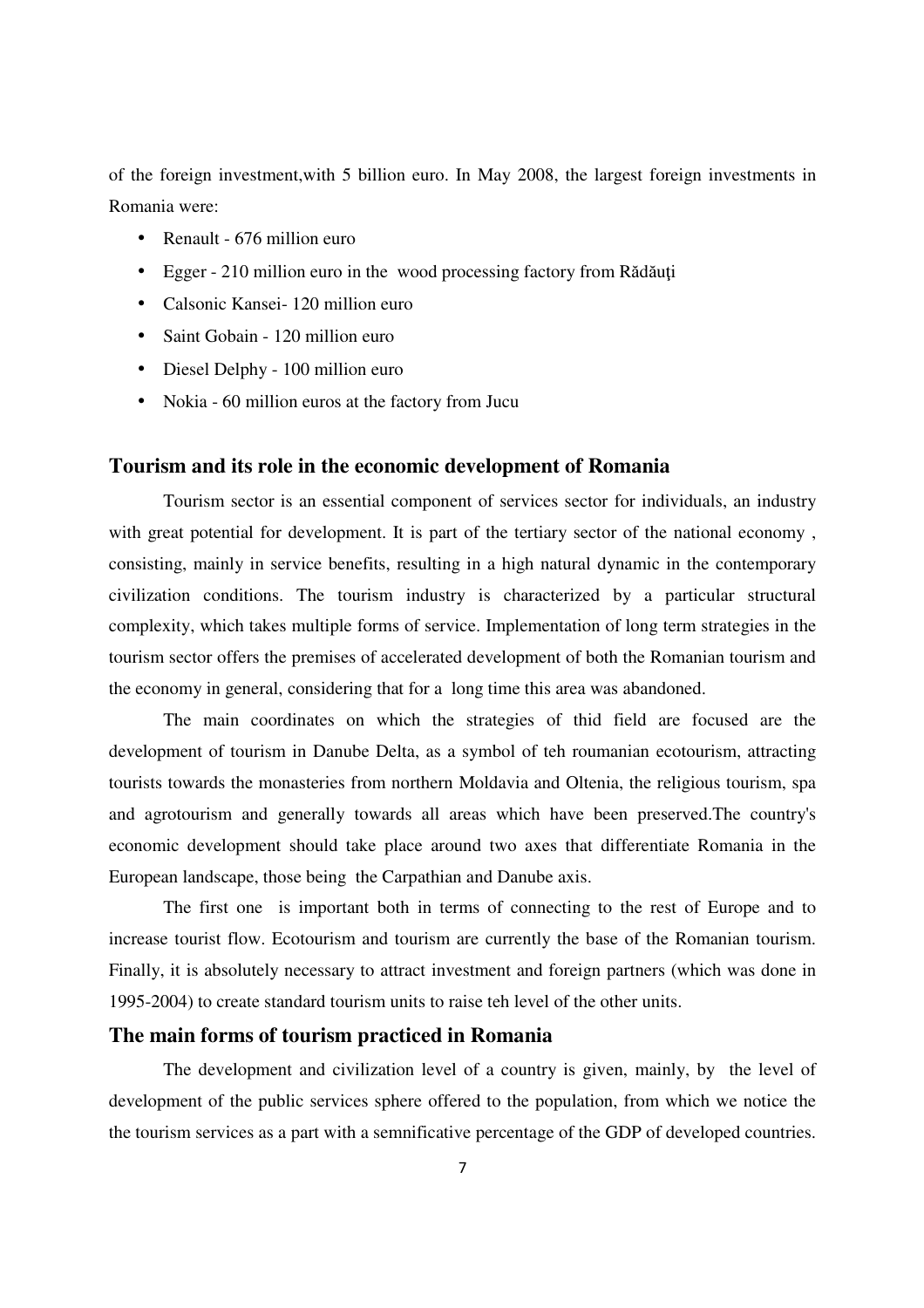of the foreign investment,with 5 billion euro. In May 2008, the largest foreign investments in Romania were:

- Renault - 676 million euro
- Egger - 210 million euro in the wood processing factory from Rădăuţi
- Calsonic Kansei- 120 million euro
- Saint Gobain - 120 million euro
- Diesel Delphy - 100 million euro
- Nokia - 60 million euros at the factory from Jucu

## Tourism and its role in the economic development of Romania

Tourism sector is an essential component of services sector for individuals, an industry with great potential for development. It is part of the tertiary sector of the national economy , consisting, mainly in service benefits, resulting in a high natural dynamic in the contemporary civilization conditions. The tourism industry is characterized by a particular structural complexity, which takes multiple forms of service. Implementation of long term strategies in the tourism sector offers the premises of accelerated development of both the Romanian tourism and the economy in general, considering that for a long time this area was abandoned.

The main coordinates on which the strategies of thid field are focused are the development of tourism in Danube Delta, as a symbol of teh roumanian ecotourism, attracting tourists towards the monasteries from northern Moldavia and Oltenia, the religious tourism, spa and agrotourism and generally towards all areas which have been preserved.The country's economic development should take place around two axes that differentiate Romania in the European landscape, those being the Carpathian and Danube axis.

The first one is important both in terms of connecting to the rest of Europe and to increase tourist flow. Ecotourism and tourism are currently the base of the Romanian tourism. Finally, it is absolutely necessary to attract investment and foreign partners (which was done in 1995-2004) to create standard tourism units to raise teh level of the other units.

## The main forms of tourism practiced in Romania

The development and civilization level of a country is given, mainly, by the level of development of the public services sphere offered to the population, from which we notice the the tourism services as a part with a semnificative percentage of the GDP of developed countries.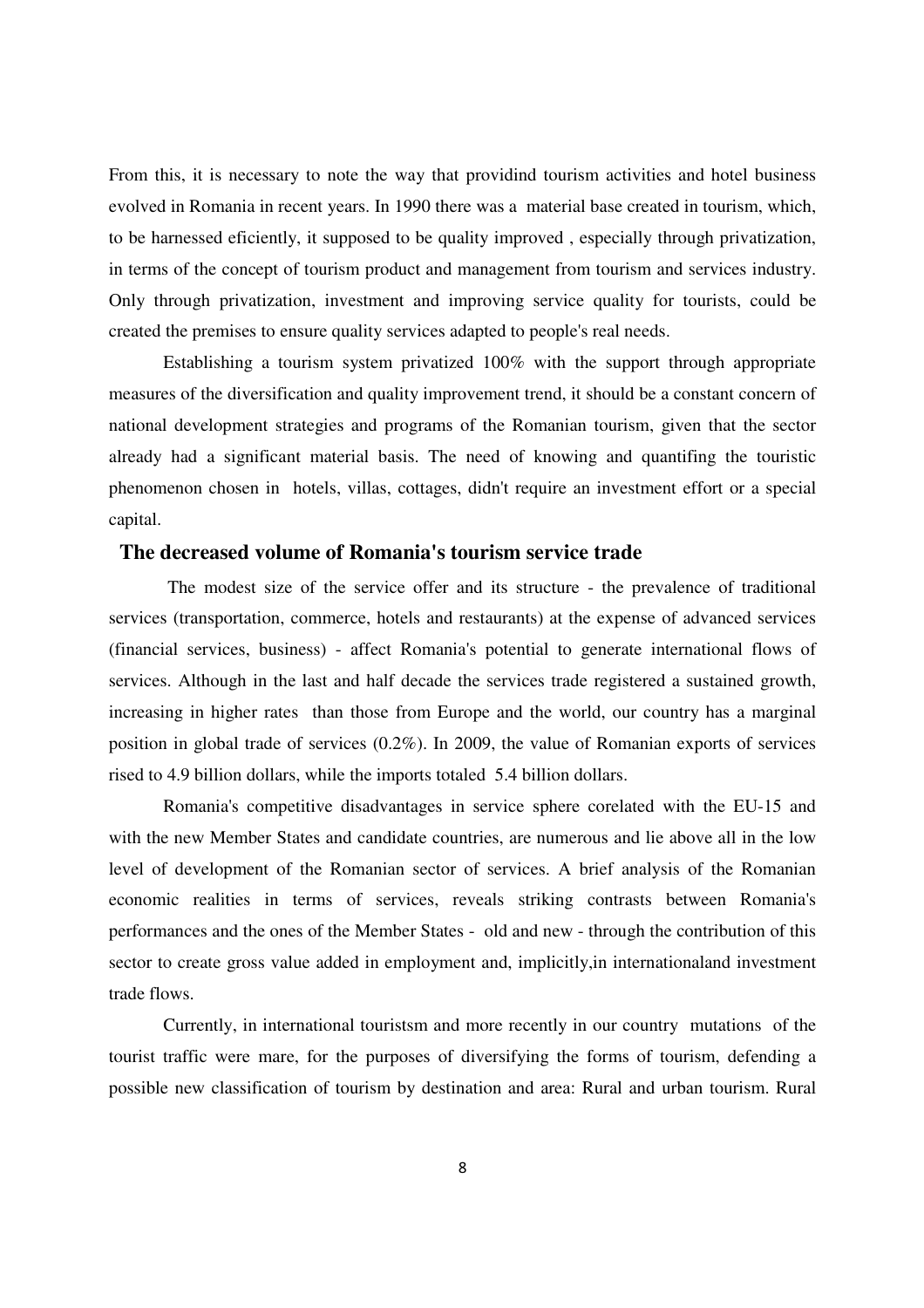From this, it is necessary to note the way that providind tourism activities and hotel business evolved in Romania in recent years. In 1990 there was a material base created in tourism, which, to be harnessed eficiently, it supposed to be quality improved , especially through privatization, in terms of the concept of tourism product and management from tourism and services industry. Only through privatization, investment and improving service quality for tourists, could be created the premises to ensure quality services adapted to people's real needs.

Establishing a tourism system privatized 100% with the support through appropriate measures of the diversification and quality improvement trend, it should be a constant concern of national development strategies and programs of the Romanian tourism, given that the sector already had a significant material basis. The need of knowing and quantifing the touristic phenomenon chosen in hotels, villas, cottages, didn't require an investment effort or a special capital.

## The decreased volume of Romania's tourism service trade

The modest size of the service offer and its structure - the prevalence of traditional services (transportation, commerce, hotels and restaurants) at the expense of advanced services (financial services, business) - affect Romania's potential to generate international flows of services. Although in the last and half decade the services trade registered a sustained growth, increasing in higher rates than those from Europe and the world, our country has a marginal position in global trade of services (0.2%). In 2009, the value of Romanian exports of services rised to 4.9 billion dollars, while the imports totaled 5.4 billion dollars.

Romania's competitive disadvantages in service sphere corelated with the EU-15 and with the new Member States and candidate countries, are numerous and lie above all in the low level of development of the Romanian sector of services. A brief analysis of the Romanian economic realities in terms of services, reveals striking contrasts between Romania's performances and the ones of the Member States - old and new - through the contribution of this sector to create gross value added in employment and, implicitly,in internationaland investment trade flows.

Currently, in international touristsm and more recently in our country mutations of the tourist traffic were mare, for the purposes of diversifying the forms of tourism, defending a possible new classification of tourism by destination and area: Rural and urban tourism. Rural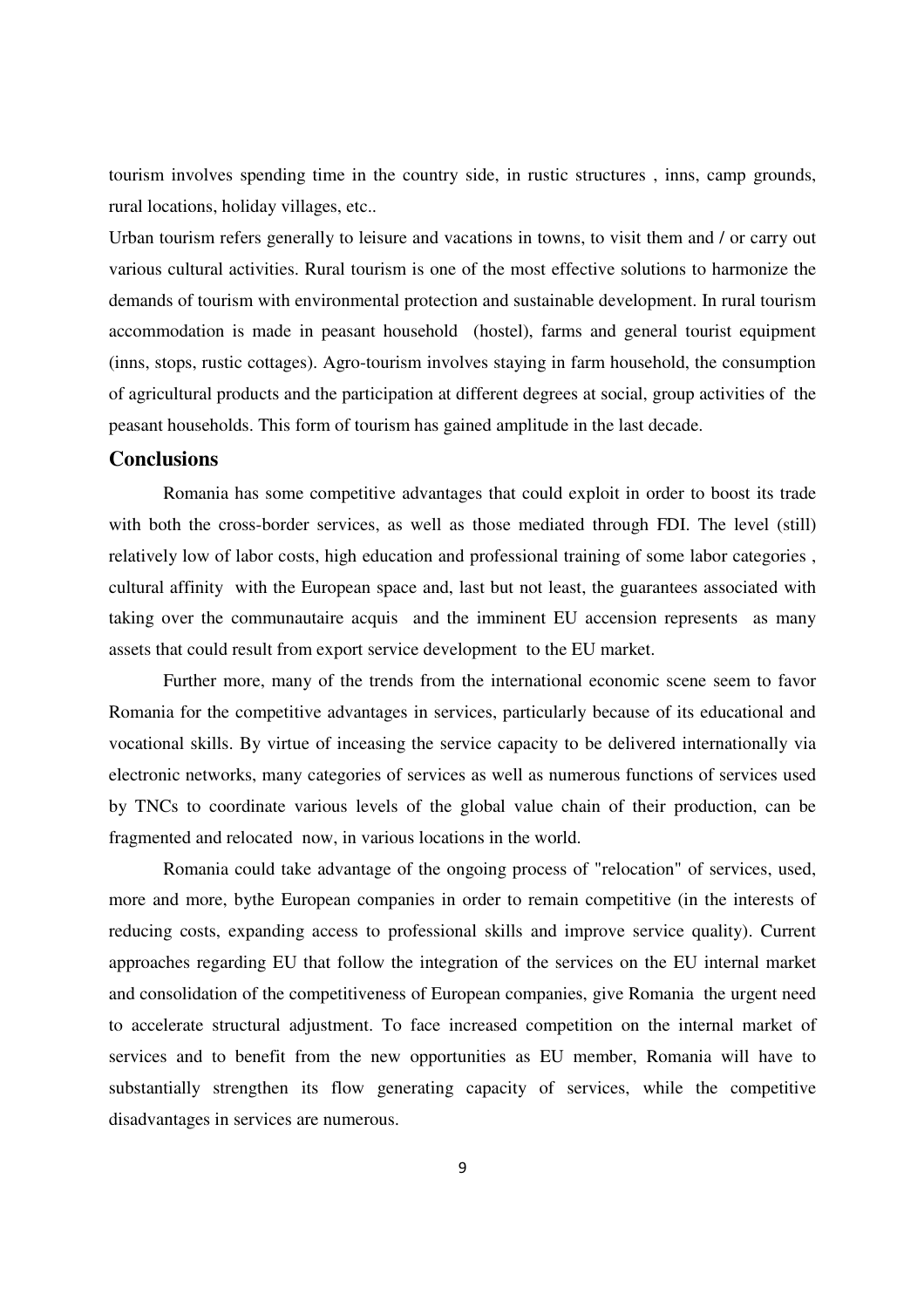tourism involves spending time in the country side, in rustic structures , inns, camp grounds, rural locations, holiday villages, etc..

Urban tourism refers generally to leisure and vacations in towns, to visit them and / or carry out various cultural activities. Rural tourism is one of the most effective solutions to harmonize the demands of tourism with environmental protection and sustainable development. In rural tourism accommodation is made in peasant household (hostel), farms and general tourist equipment (inns, stops, rustic cottages). Agro-tourism involves staying in farm household, the consumption of agricultural products and the participation at different degrees at social, group activities of the peasant households. This form of tourism has gained amplitude in the last decade.

## Conclusions

Romania has some competitive advantages that could exploit in order to boost its trade with both the cross-border services, as well as those mediated through FDI. The level (still) relatively low of labor costs, high education and professional training of some labor categories , cultural affinity with the European space and, last but not least, the guarantees associated with taking over the communautaire acquis and the imminent EU accension represents as many assets that could result from export service development to the EU market.

Further more, many of the trends from the international economic scene seem to favor Romania for the competitive advantages in services, particularly because of its educational and vocational skills. By virtue of inceasing the service capacity to be delivered internationally via electronic networks, many categories of services as well as numerous functions of services used by TNCs to coordinate various levels of the global value chain of their production, can be fragmented and relocated now, in various locations in the world.

Romania could take advantage of the ongoing process of "relocation" of services, used, more and more, bythe European companies in order to remain competitive (in the interests of reducing costs, expanding access to professional skills and improve service quality). Current approaches regarding EU that follow the integration of the services on the EU internal market and consolidation of the competitiveness of European companies, give Romania the urgent need to accelerate structural adjustment. To face increased competition on the internal market of services and to benefit from the new opportunities as EU member, Romania will have to substantially strengthen its flow generating capacity of services, while the competitive disadvantages in services are numerous.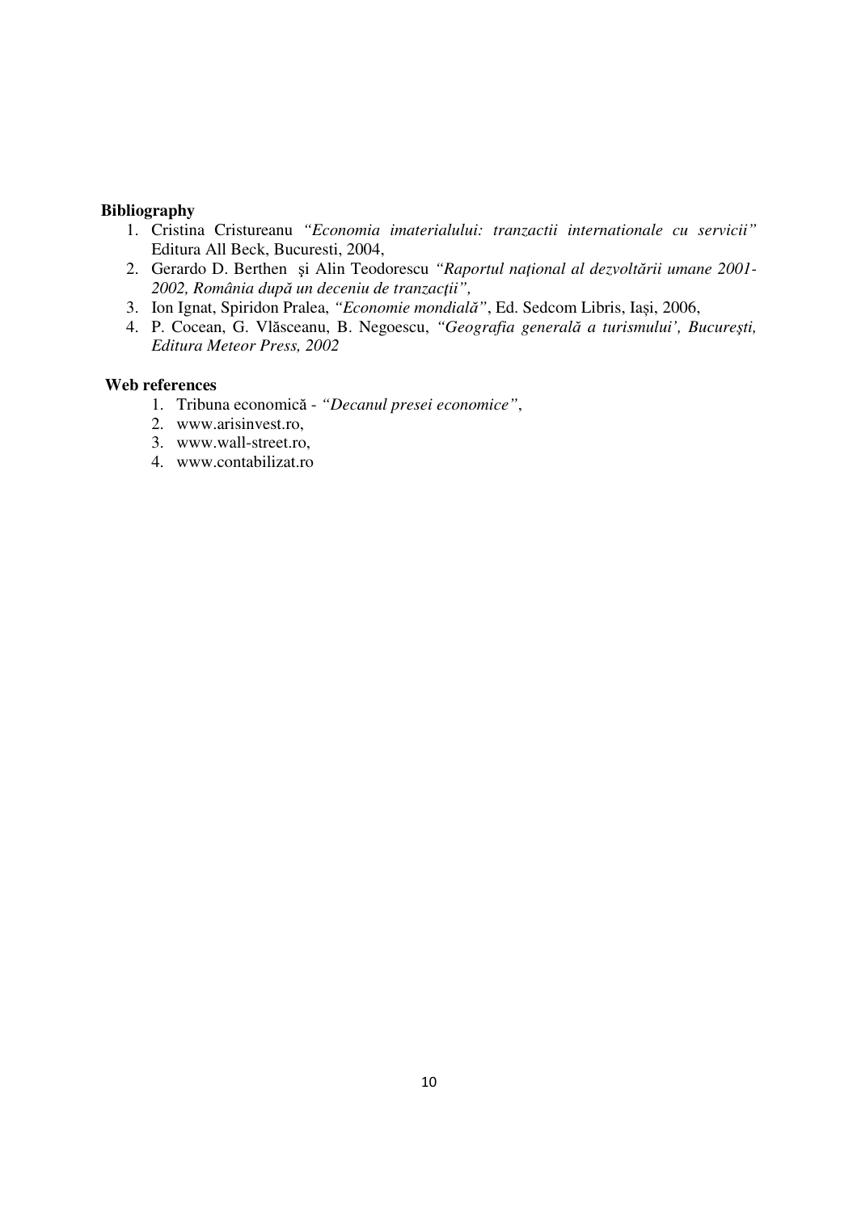**Bibliography**

1. Cristina Cristureanu *"Economia imaterialului: tranzactii internationale cu servicii"* Editura All Beck, Bucuresti, 2004,
2. Gerardo D. Berthen şi Alin Teodorescu *"Raportul naţional al dezvoltării umane 2001-2002, România după un deceniu de tranzacţii",*
3. Ion Ignat, Spiridon Pralea, *"Economie mondială"*, Ed. Sedcom Libris, Iași, 2006,
4. P. Cocean, G. Vlăsceanu, B. Negoescu, *"Geografia generală a turismului', Bucureşti, Editura Meteor Press, 2002*

**Web references**

1. Tribuna economică - *"Decanul presei economice"*,
2. www.arisinvest.ro,
3. www.wall-street.ro,
4. www.contabilizat.ro